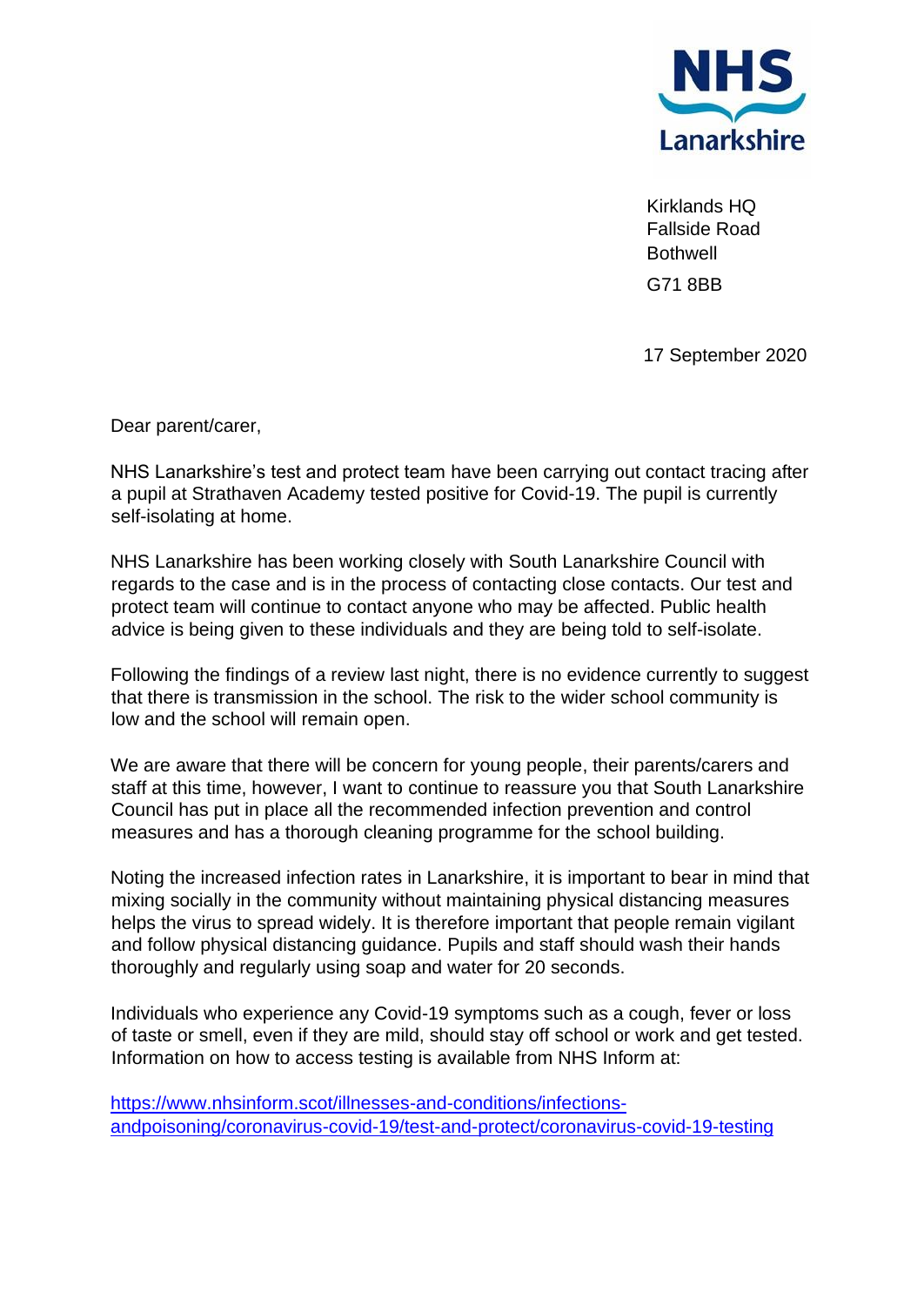NHS Lanarkshire

Kirklands HQ
Fallside Road
Bothwell
G71 8BB

17 September 2020

Dear parent/carer,

NHS Lanarkshire's test and protect team have been carrying out contact tracing after a pupil at Strathaven Academy tested positive for Covid-19. The pupil is currently self-isolating at home.

NHS Lanarkshire has been working closely with South Lanarkshire Council with regards to the case and is in the process of contacting close contacts. Our test and protect team will continue to contact anyone who may be affected. Public health advice is being given to these individuals and they are being told to self-isolate.

Following the findings of a review last night, there is no evidence currently to suggest that there is transmission in the school. The risk to the wider school community is low and the school will remain open.

We are aware that there will be concern for young people, their parents/carers and staff at this time, however, I want to continue to reassure you that South Lanarkshire Council has put in place all the recommended infection prevention and control measures and has a thorough cleaning programme for the school building.

Noting the increased infection rates in Lanarkshire, it is important to bear in mind that mixing socially in the community without maintaining physical distancing measures helps the virus to spread widely. It is therefore important that people remain vigilant and follow physical distancing guidance. Pupils and staff should wash their hands thoroughly and regularly using soap and water for 20 seconds.

Individuals who experience any Covid-19 symptoms such as a cough, fever or loss of taste or smell, even if they are mild, should stay off school or work and get tested. Information on how to access testing is available from NHS Inform at:

https://www.nhsinform.scot/illnesses-and-conditions/infections-andpoisoning/coronavirus-covid-19/test-and-protect/coronavirus-covid-19-testing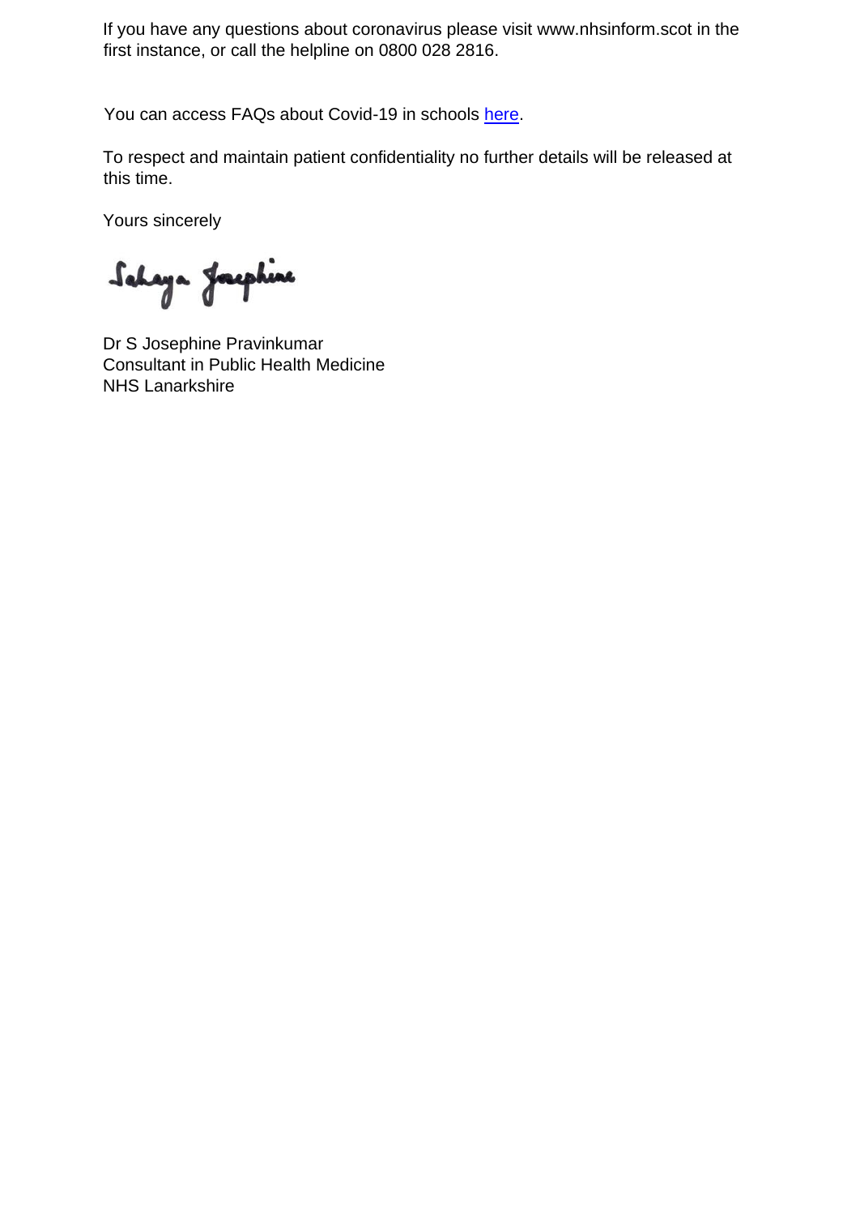If you have any questions about coronavirus please visit www.nhsinform.scot in the first instance, or call the helpline on 0800 028 2816.

You can access FAQs about Covid-19 in schools here.

To respect and maintain patient confidentiality no further details will be released at this time.

Yours sincerely

Dr S Josephine Pravinkumar
Consultant in Public Health Medicine
NHS Lanarkshire